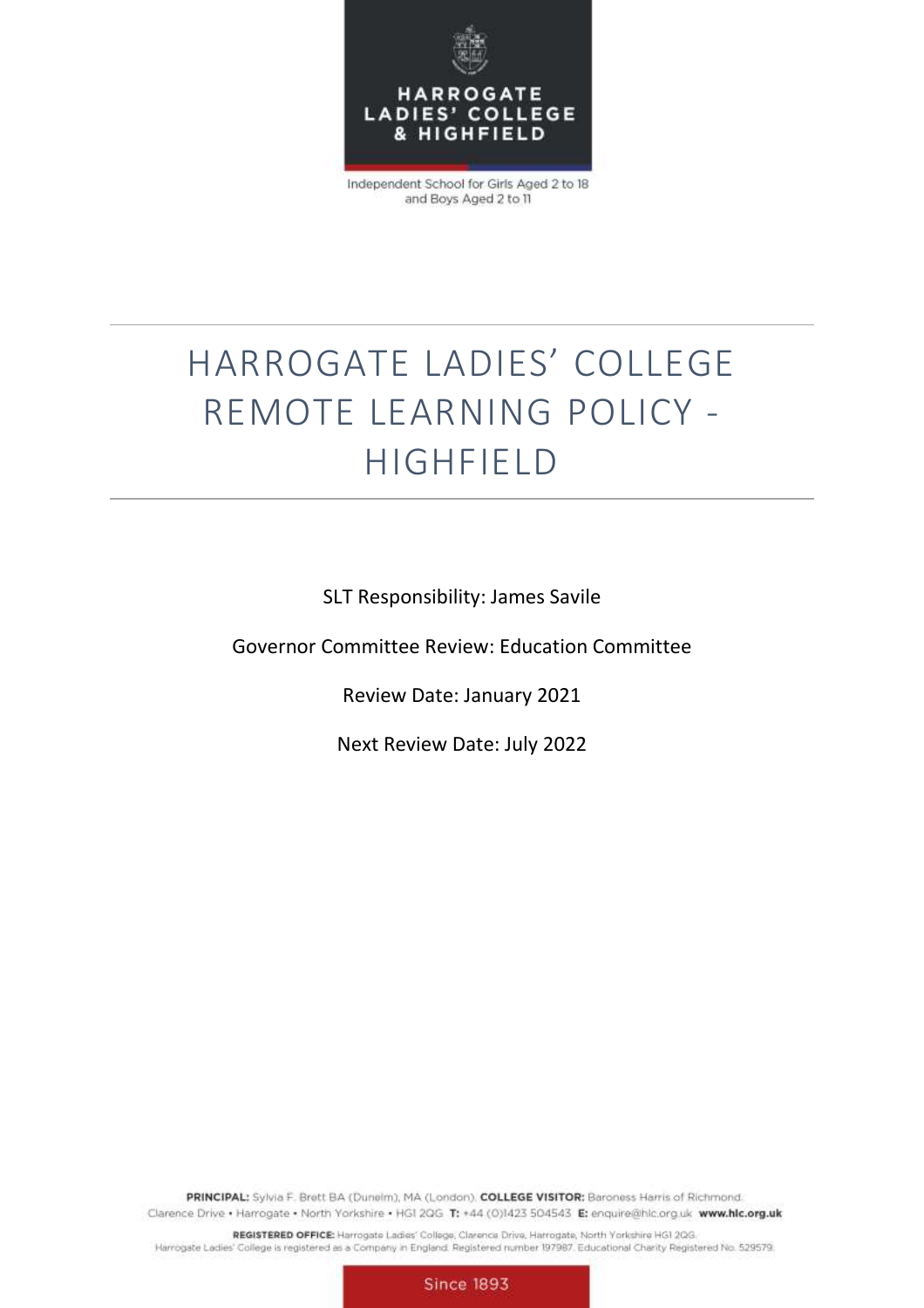HARROGATE LADIES' COLLEGE & HIGHFIELD

Independent School for Girls Aged 2 to 18 and Boys Aged 2 to 11

# HARROGATE LADIES' COLLEGE REMOTE LEARNING POLICY - HIGHFIELD

SLT Responsibility: James Savile

Governor Committee Review: Education Committee

Review Date: January 2021

Next Review Date: July 2022

**PRINCIPAL:** Sylvia F. Brett BA (Dunelm), MA (London). **COLLEGE VISITOR:** Baroness Harris of Richmond.
Clarence Drive • Harrogate • North Yorkshire • HG1 2QG **T:** +44 (0)1423 504543 **E:** enquire@hlc.org.uk **www.hlc.org.uk**

**REGISTERED OFFICE:** Harrogate Ladies' College, Clarence Drive, Harrogate, North Yorkshire HG1 2QG.
Harrogate Ladies' College is registered as a Company in England. Registered number 197987. Educational Charity Registered No. 529579.

Since 1893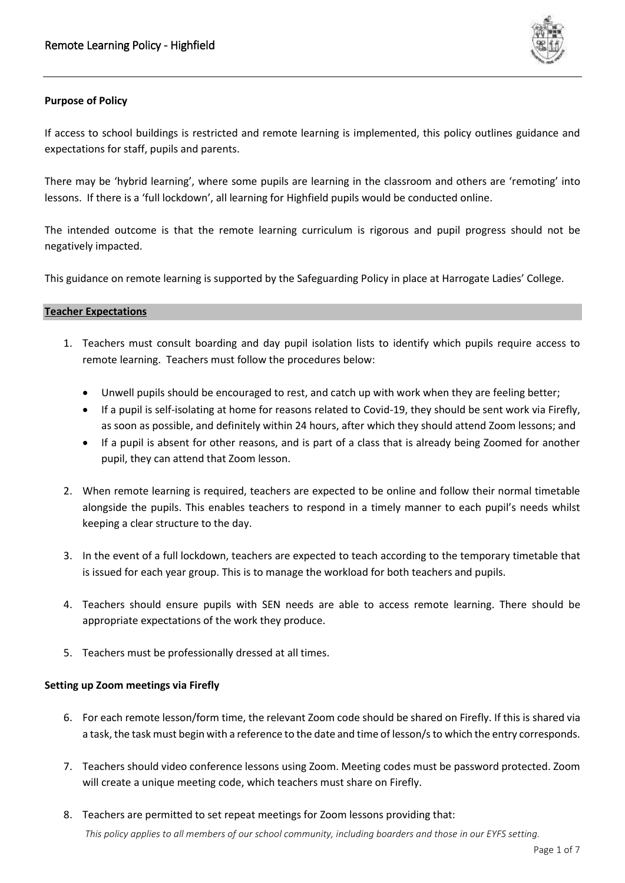**Purpose of Policy**

If access to school buildings is restricted and remote learning is implemented, this policy outlines guidance and expectations for staff, pupils and parents.

There may be 'hybrid learning', where some pupils are learning in the classroom and others are 'remoting' into lessons. If there is a 'full lockdown', all learning for Highfield pupils would be conducted online.

The intended outcome is that the remote learning curriculum is rigorous and pupil progress should not be negatively impacted.

This guidance on remote learning is supported by the Safeguarding Policy in place at Harrogate Ladies' College.

## Teacher Expectations

1. Teachers must consult boarding and day pupil isolation lists to identify which pupils require access to remote learning. Teachers must follow the procedures below:

   - Unwell pupils should be encouraged to rest, and catch up with work when they are feeling better;
   - If a pupil is self-isolating at home for reasons related to Covid-19, they should be sent work via Firefly, as soon as possible, and definitely within 24 hours, after which they should attend Zoom lessons; and
   - If a pupil is absent for other reasons, and is part of a class that is already being Zoomed for another pupil, they can attend that Zoom lesson.

2. When remote learning is required, teachers are expected to be online and follow their normal timetable alongside the pupils. This enables teachers to respond in a timely manner to each pupil's needs whilst keeping a clear structure to the day.

3. In the event of a full lockdown, teachers are expected to teach according to the temporary timetable that is issued for each year group. This is to manage the workload for both teachers and pupils.

4. Teachers should ensure pupils with SEN needs are able to access remote learning. There should be appropriate expectations of the work they produce.

5. Teachers must be professionally dressed at all times.

**Setting up Zoom meetings via Firefly**

6. For each remote lesson/form time, the relevant Zoom code should be shared on Firefly. If this is shared via a task, the task must begin with a reference to the date and time of lesson/s to which the entry corresponds.

7. Teachers should video conference lessons using Zoom. Meeting codes must be password protected. Zoom will create a unique meeting code, which teachers must share on Firefly.

8. Teachers are permitted to set repeat meetings for Zoom lessons providing that:

*This policy applies to all members of our school community, including boarders and those in our EYFS setting.*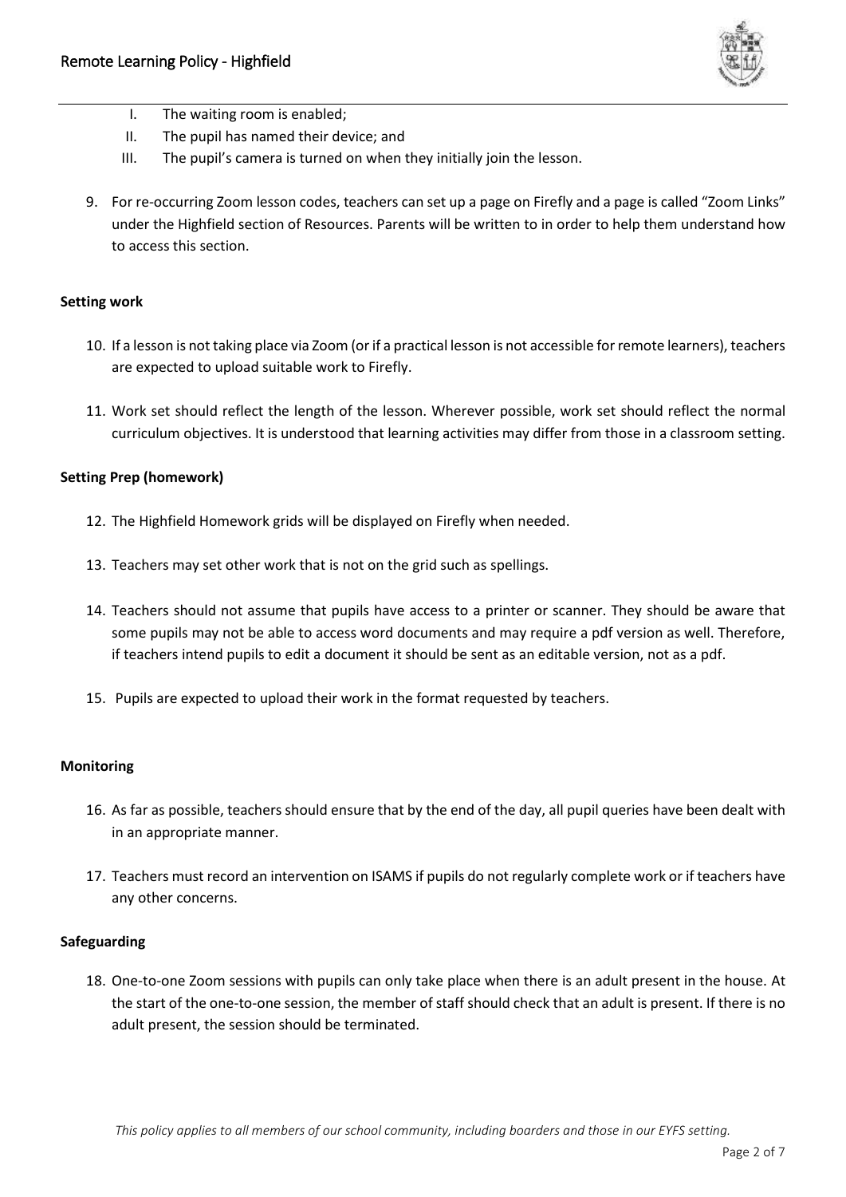I. The waiting room is enabled;
II. The pupil has named their device; and
III. The pupil's camera is turned on when they initially join the lesson.

9. For re-occurring Zoom lesson codes, teachers can set up a page on Firefly and a page is called "Zoom Links" under the Highfield section of Resources. Parents will be written to in order to help them understand how to access this section.

**Setting work**

10. If a lesson is not taking place via Zoom (or if a practical lesson is not accessible for remote learners), teachers are expected to upload suitable work to Firefly.

11. Work set should reflect the length of the lesson. Wherever possible, work set should reflect the normal curriculum objectives. It is understood that learning activities may differ from those in a classroom setting.

**Setting Prep (homework)**

12. The Highfield Homework grids will be displayed on Firefly when needed.

13. Teachers may set other work that is not on the grid such as spellings.

14. Teachers should not assume that pupils have access to a printer or scanner. They should be aware that some pupils may not be able to access word documents and may require a pdf version as well. Therefore, if teachers intend pupils to edit a document it should be sent as an editable version, not as a pdf.

15. Pupils are expected to upload their work in the format requested by teachers.

**Monitoring**

16. As far as possible, teachers should ensure that by the end of the day, all pupil queries have been dealt with in an appropriate manner.

17. Teachers must record an intervention on ISAMS if pupils do not regularly complete work or if teachers have any other concerns.

**Safeguarding**

18. One-to-one Zoom sessions with pupils can only take place when there is an adult present in the house. At the start of the one-to-one session, the member of staff should check that an adult is present. If there is no adult present, the session should be terminated.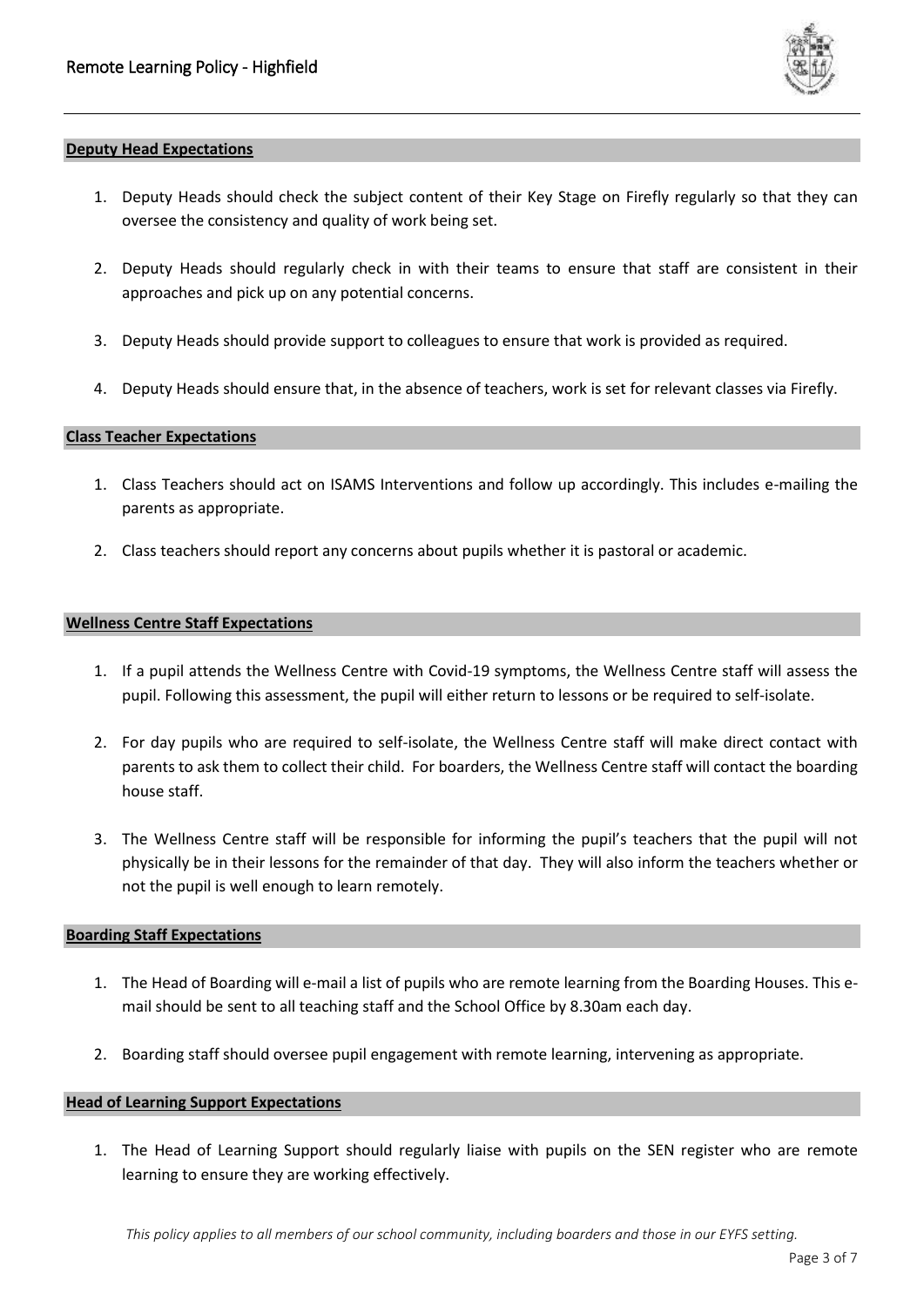## Deputy Head Expectations

1. Deputy Heads should check the subject content of their Key Stage on Firefly regularly so that they can oversee the consistency and quality of work being set.

2. Deputy Heads should regularly check in with their teams to ensure that staff are consistent in their approaches and pick up on any potential concerns.

3. Deputy Heads should provide support to colleagues to ensure that work is provided as required.

4. Deputy Heads should ensure that, in the absence of teachers, work is set for relevant classes via Firefly.

## Class Teacher Expectations

1. Class Teachers should act on ISAMS Interventions and follow up accordingly. This includes e-mailing the parents as appropriate.

2. Class teachers should report any concerns about pupils whether it is pastoral or academic.

## Wellness Centre Staff Expectations

1. If a pupil attends the Wellness Centre with Covid-19 symptoms, the Wellness Centre staff will assess the pupil. Following this assessment, the pupil will either return to lessons or be required to self-isolate.

2. For day pupils who are required to self-isolate, the Wellness Centre staff will make direct contact with parents to ask them to collect their child. For boarders, the Wellness Centre staff will contact the boarding house staff.

3. The Wellness Centre staff will be responsible for informing the pupil's teachers that the pupil will not physically be in their lessons for the remainder of that day. They will also inform the teachers whether or not the pupil is well enough to learn remotely.

## Boarding Staff Expectations

1. The Head of Boarding will e-mail a list of pupils who are remote learning from the Boarding Houses. This e-mail should be sent to all teaching staff and the School Office by 8.30am each day.

2. Boarding staff should oversee pupil engagement with remote learning, intervening as appropriate.

## Head of Learning Support Expectations

1. The Head of Learning Support should regularly liaise with pupils on the SEN register who are remote learning to ensure they are working effectively.

*This policy applies to all members of our school community, including boarders and those in our EYFS setting.*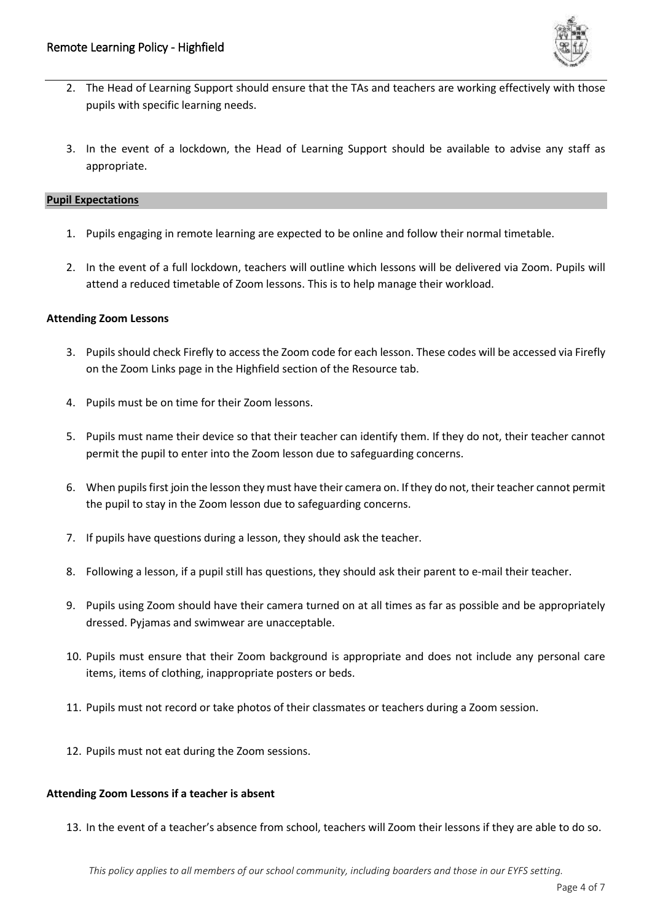2. The Head of Learning Support should ensure that the TAs and teachers are working effectively with those pupils with specific learning needs.

3. In the event of a lockdown, the Head of Learning Support should be available to advise any staff as appropriate.

## Pupil Expectations

1. Pupils engaging in remote learning are expected to be online and follow their normal timetable.

2. In the event of a full lockdown, teachers will outline which lessons will be delivered via Zoom. Pupils will attend a reduced timetable of Zoom lessons. This is to help manage their workload.

### Attending Zoom Lessons

3. Pupils should check Firefly to access the Zoom code for each lesson. These codes will be accessed via Firefly on the Zoom Links page in the Highfield section of the Resource tab.

4. Pupils must be on time for their Zoom lessons.

5. Pupils must name their device so that their teacher can identify them. If they do not, their teacher cannot permit the pupil to enter into the Zoom lesson due to safeguarding concerns.

6. When pupils first join the lesson they must have their camera on. If they do not, their teacher cannot permit the pupil to stay in the Zoom lesson due to safeguarding concerns.

7. If pupils have questions during a lesson, they should ask the teacher.

8. Following a lesson, if a pupil still has questions, they should ask their parent to e-mail their teacher.

9. Pupils using Zoom should have their camera turned on at all times as far as possible and be appropriately dressed. Pyjamas and swimwear are unacceptable.

10. Pupils must ensure that their Zoom background is appropriate and does not include any personal care items, items of clothing, inappropriate posters or beds.

11. Pupils must not record or take photos of their classmates or teachers during a Zoom session.

12. Pupils must not eat during the Zoom sessions.

### Attending Zoom Lessons if a teacher is absent

13. In the event of a teacher's absence from school, teachers will Zoom their lessons if they are able to do so.

*This policy applies to all members of our school community, including boarders and those in our EYFS setting.*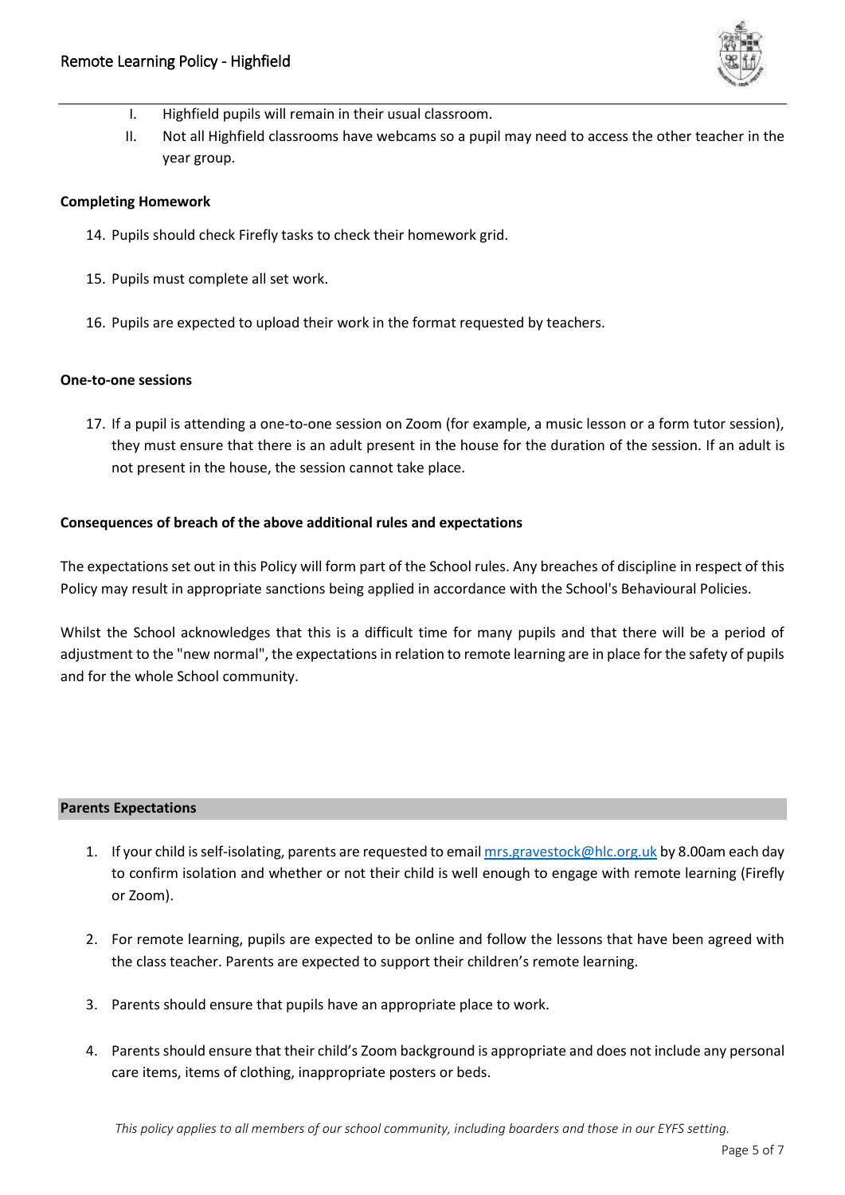I. Highfield pupils will remain in their usual classroom.
II. Not all Highfield classrooms have webcams so a pupil may need to access the other teacher in the year group.

**Completing Homework**

14. Pupils should check Firefly tasks to check their homework grid.

15. Pupils must complete all set work.

16. Pupils are expected to upload their work in the format requested by teachers.

**One-to-one sessions**

17. If a pupil is attending a one-to-one session on Zoom (for example, a music lesson or a form tutor session), they must ensure that there is an adult present in the house for the duration of the session. If an adult is not present in the house, the session cannot take place.

**Consequences of breach of the above additional rules and expectations**

The expectations set out in this Policy will form part of the School rules. Any breaches of discipline in respect of this Policy may result in appropriate sanctions being applied in accordance with the School's Behavioural Policies.

Whilst the School acknowledges that this is a difficult time for many pupils and that there will be a period of adjustment to the "new normal", the expectations in relation to remote learning are in place for the safety of pupils and for the whole School community.

**Parents Expectations**

1. If your child is self-isolating, parents are requested to email mrs.gravestock@hlc.org.uk by 8.00am each day to confirm isolation and whether or not their child is well enough to engage with remote learning (Firefly or Zoom).

2. For remote learning, pupils are expected to be online and follow the lessons that have been agreed with the class teacher. Parents are expected to support their children's remote learning.

3. Parents should ensure that pupils have an appropriate place to work.

4. Parents should ensure that their child's Zoom background is appropriate and does not include any personal care items, items of clothing, inappropriate posters or beds.

*This policy applies to all members of our school community, including boarders and those in our EYFS setting.*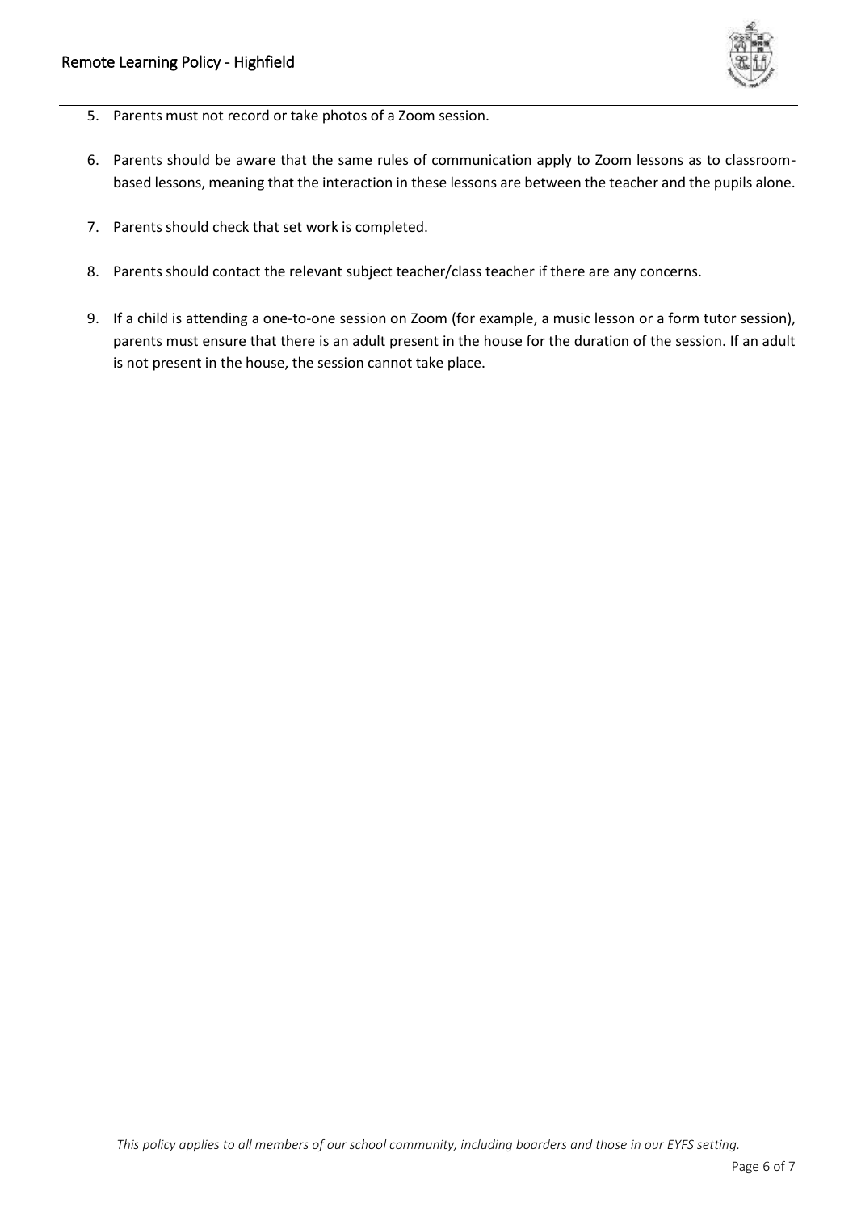5. Parents must not record or take photos of a Zoom session.

6. Parents should be aware that the same rules of communication apply to Zoom lessons as to classroom-based lessons, meaning that the interaction in these lessons are between the teacher and the pupils alone.

7. Parents should check that set work is completed.

8. Parents should contact the relevant subject teacher/class teacher if there are any concerns.

9. If a child is attending a one-to-one session on Zoom (for example, a music lesson or a form tutor session), parents must ensure that there is an adult present in the house for the duration of the session. If an adult is not present in the house, the session cannot take place.